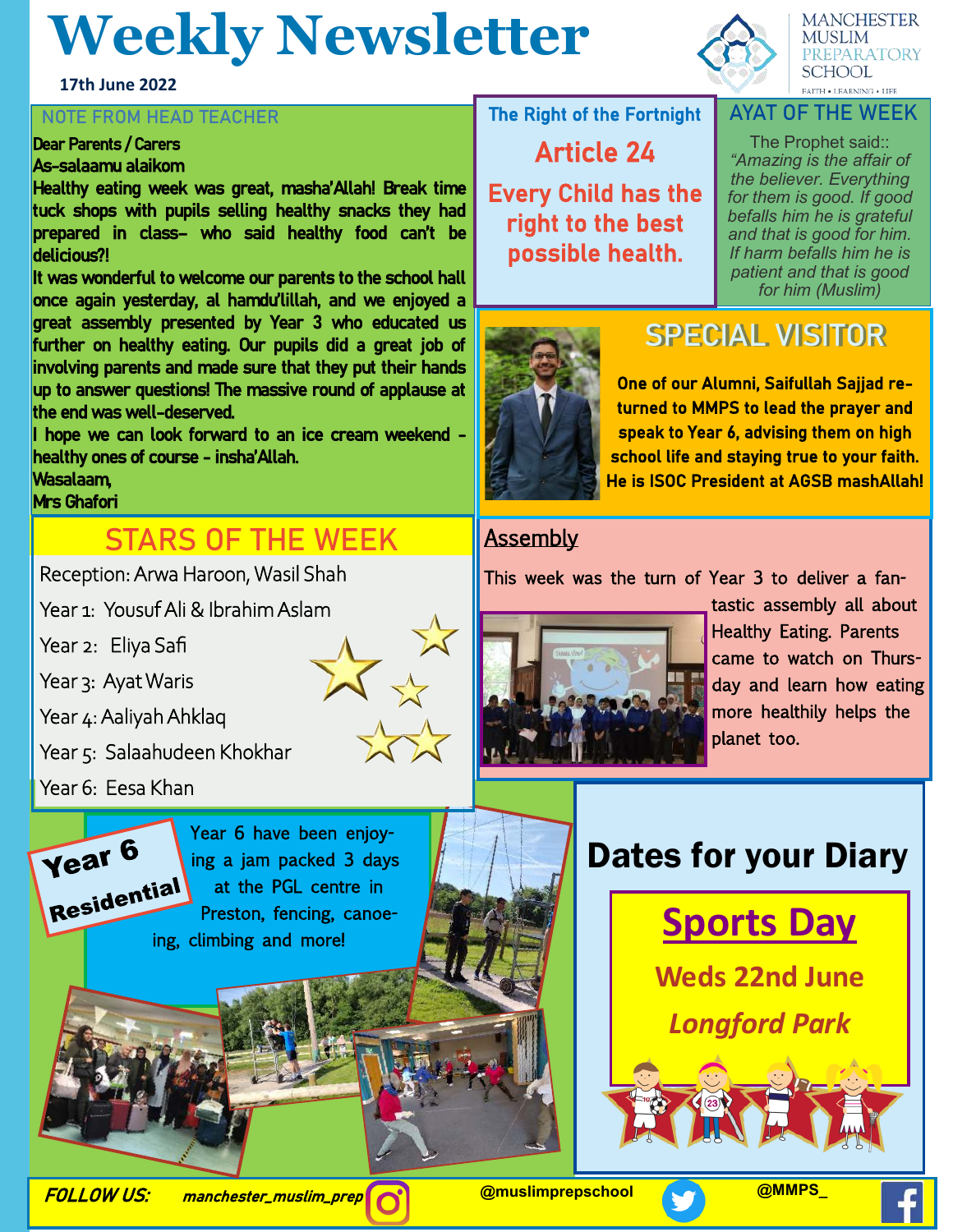# Weekly Newsletter

17th June 2022

MANCHESTER MUSLIM PREPARATORY SCHOOL

FAITH • LEARNING • LIFE

## NOTE FROM HEAD TEACHER

**Dear Parents / Carers**

**As-salaamu alaikom**

**Healthy eating week was great, masha'Allah! Break time tuck shops with pupils selling healthy snacks they had prepared in class– who said healthy food can't be delicious?!**

**It was wonderful to welcome our parents to the school hall once again yesterday, al hamdu'lillah, and we enjoyed a great assembly presented by Year 3 who educated us further on healthy eating. Our pupils did a great job of involving parents and made sure that they put their hands up to answer questions! The massive round of applause at the end was well-deserved.**

**I hope we can look forward to an ice cream weekend - healthy ones of course - insha'Allah.**

**Wasalaam,**

**Mrs Ghafori**

## The Right of the Fortnight

### Article 24

**Every Child has the right to the best possible health.**

## AYAT OF THE WEEK

The Prophet said::

*"Amazing is the affair of the believer. Everything for them is good. If good befalls him he is grateful and that is good for him. If harm befalls him he is patient and that is good for him (Muslim)*

## SPECIAL VISITOR

**One of our Alumni, Saifullah Sajjad returned to MMPS to lead the prayer and speak to Year 6, advising them on high school life and staying true to your faith. He is ISOC President at AGSB mashAllah!**

## STARS OF THE WEEK

Reception: Arwa Haroon, Wasil Shah

Year 1: Yousuf Ali & Ibrahim Aslam

Year 2: Eliya Safi

Year 3: Ayat Waris

Year 4: Aaliyah Ahklaq

Year 5: Salaahudeen Khokhar

Year 6: Eesa Khan

## Assembly

This week was the turn of Year 3 to deliver a fantastic assembly all about Healthy Eating. Parents came to watch on Thursday and learn how eating more healthily helps the planet too.

## Year 6 Residential

Year 6 have been enjoying a jam packed 3 days at the PGL centre in Preston, fencing, canoeing, climbing and more!

## Dates for your Diary

### Sports Day

**Weds 22nd June**

***Longford Park***

**FOLLOW US:** manchester_muslim_prep @muslimprepschool @MMPS_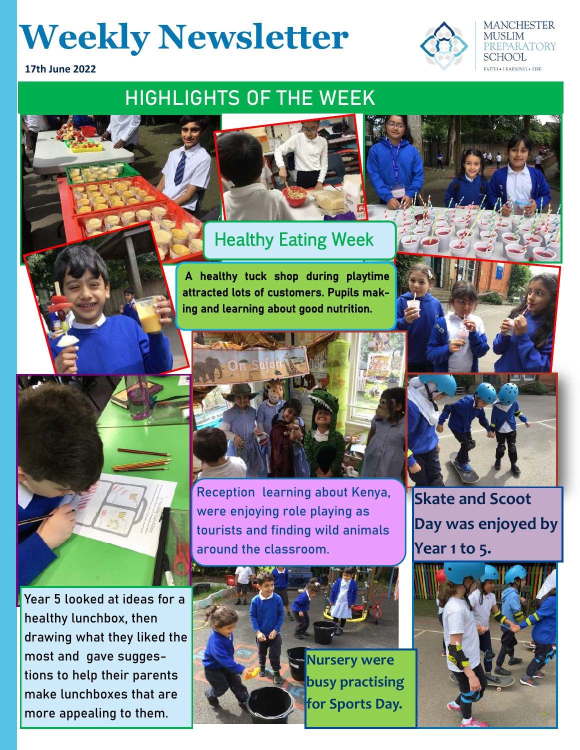# Weekly Newsletter

**17th June 2022**

MANCHESTER MUSLIM PREPARATORY SCHOOL

FAITH • LEARNING • LIFE

## HIGHLIGHTS OF THE WEEK

### Healthy Eating Week

**A healthy tuck shop during playtime attracted lots of customers. Pupils making and learning about good nutrition.**

Reception learning about Kenya, were enjoying role playing as tourists and finding wild animals around the classroom.

**Skate and Scoot Day was enjoyed by Year 1 to 5.**

Year 5 looked at ideas for a healthy lunchbox, then drawing what they liked the most and gave suggestions to help their parents make lunchboxes that are more appealing to them.

**Nursery were busy practising for Sports Day.**